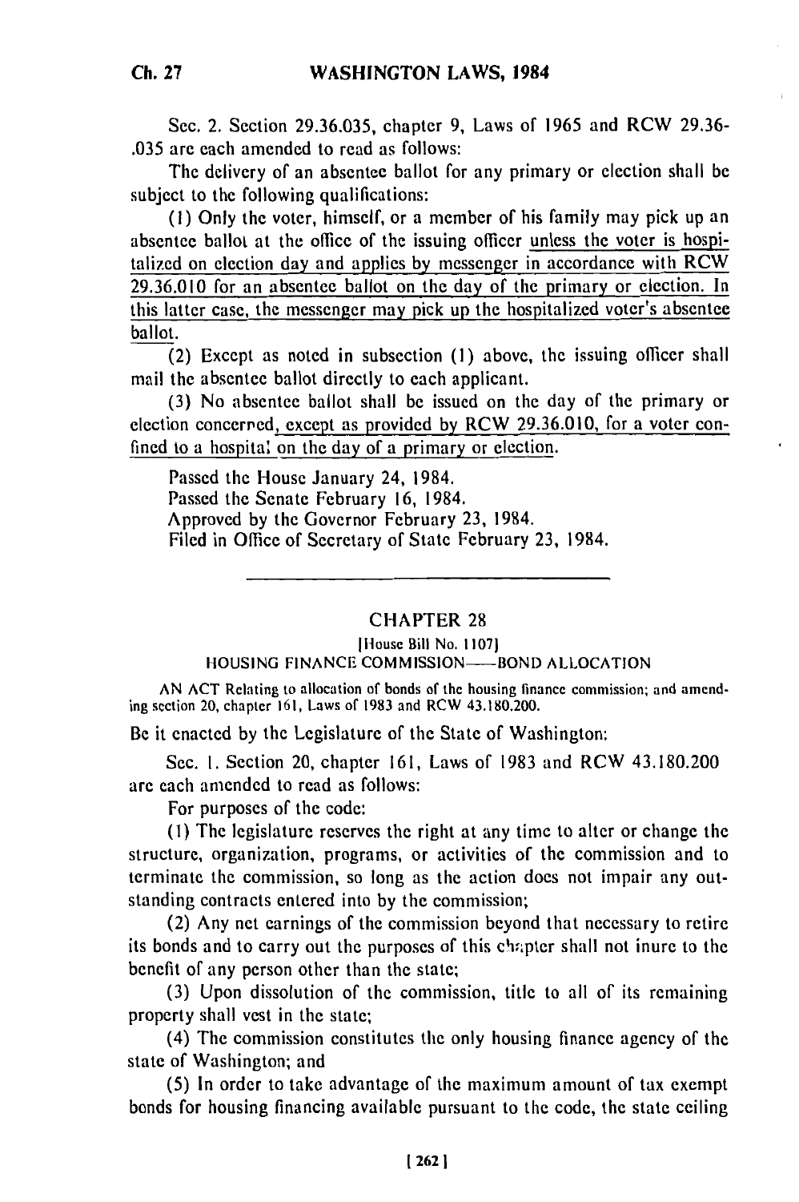Sec. 2. Section 29.36.035, chapter 9, Laws of 1965 and RCW 29.36-.035 are each amended to read as follows:

The delivery of an absentee ballot for any primary or election shall be subject to the following qualifications:

(1) Only the voter, himself, or a member of his family may pick up an absentee ballot at the office of the issuing officer unless the voter is hospitalized on election day and applies by messenger in accordance with RCW 29.36.010 for an absentee ballot on the day of the primary or election. In this latter case, the messenger may pick up the hospitalized voter's absentee ballot.

(2) Except as noted in subsection (1) above, the issuing officer shall mail the absentee ballot directly to each applicant.

(3) No absentee ballot shall be issued on the day of the primary or election concerned, except as provided by RCW 29.36.010, for a voter confined to a hospital on the day of a primary or election.

Passed the House January 24, 1984.
Passed the Senate February 16, 1984.
Approved by the Governor February 23, 1984.
Filed in Office of Secretary of State February 23, 1984.

---

## CHAPTER 28

[House Bill No. 1107]

HOUSING FINANCE COMMISSION——BOND ALLOCATION

AN ACT Relating to allocation of bonds of the housing finance commission; and amending section 20, chapter 161, Laws of 1983 and RCW 43.180.200.

Be it enacted by the Legislature of the State of Washington:

Sec. 1. Section 20, chapter 161, Laws of 1983 and RCW 43.180.200 are each amended to read as follows:

For purposes of the code:

(1) The legislature reserves the right at any time to alter or change the structure, organization, programs, or activities of the commission and to terminate the commission, so long as the action does not impair any outstanding contracts entered into by the commission;

(2) Any net earnings of the commission beyond that necessary to retire its bonds and to carry out the purposes of this chapter shall not inure to the benefit of any person other than the state;

(3) Upon dissolution of the commission, title to all of its remaining property shall vest in the state;

(4) The commission constitutes the only housing finance agency of the state of Washington; and

(5) In order to take advantage of the maximum amount of tax exempt bonds for housing financing available pursuant to the code, the state ceiling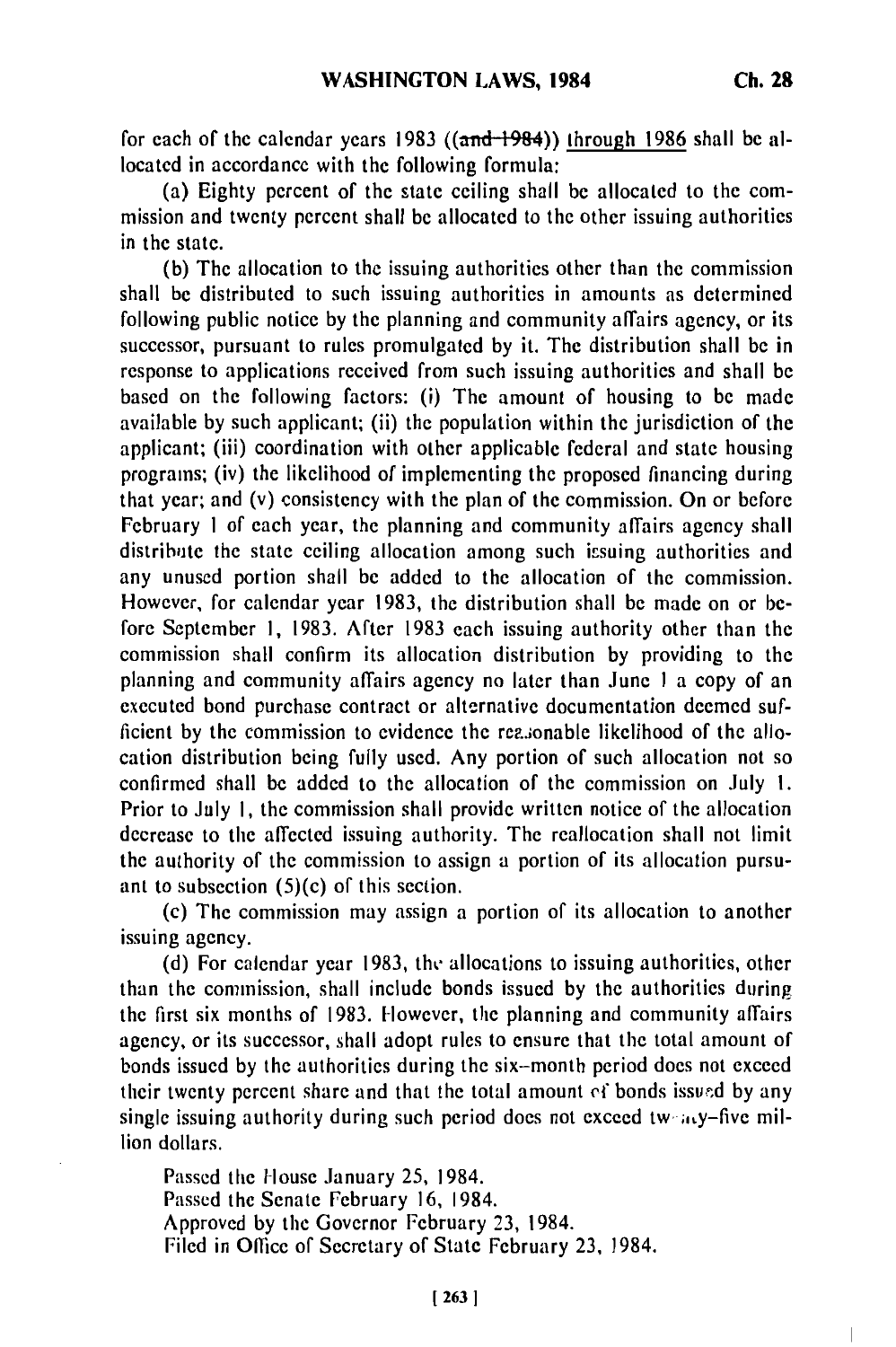for each of the calendar years 1983 ((~~and 1984~~)) through 1986 shall be allocated in accordance with the following formula:

(a) Eighty percent of the state ceiling shall be allocated to the commission and twenty percent shall be allocated to the other issuing authorities in the state.

(b) The allocation to the issuing authorities other than the commission shall be distributed to such issuing authorities in amounts as determined following public notice by the planning and community affairs agency, or its successor, pursuant to rules promulgated by it. The distribution shall be in response to applications received from such issuing authorities and shall be based on the following factors: (i) The amount of housing to be made available by such applicant; (ii) the population within the jurisdiction of the applicant; (iii) coordination with other applicable federal and state housing programs; (iv) the likelihood of implementing the proposed financing during that year; and (v) consistency with the plan of the commission. On or before February 1 of each year, the planning and community affairs agency shall distribute the state ceiling allocation among such issuing authorities and any unused portion shall be added to the allocation of the commission. However, for calendar year 1983, the distribution shall be made on or before September 1, 1983. After 1983 each issuing authority other than the commission shall confirm its allocation distribution by providing to the planning and community affairs agency no later than June 1 a copy of an executed bond purchase contract or alternative documentation deemed sufficient by the commission to evidence the reasonable likelihood of the allocation distribution being fully used. Any portion of such allocation not so confirmed shall be added to the allocation of the commission on July 1. Prior to July 1, the commission shall provide written notice of the allocation decrease to the affected issuing authority. The reallocation shall not limit the authority of the commission to assign a portion of its allocation pursuant to subsection (5)(c) of this section.

(c) The commission may assign a portion of its allocation to another issuing agency.

(d) For calendar year 1983, the allocations to issuing authorities, other than the commission, shall include bonds issued by the authorities during the first six months of 1983. However, the planning and community affairs agency, or its successor, shall adopt rules to ensure that the total amount of bonds issued by the authorities during the six-month period does not exceed their twenty percent share and that the total amount of bonds issued by any single issuing authority during such period does not exceed twenty-five million dollars.

Passed the House January 25, 1984.
Passed the Senate February 16, 1984.
Approved by the Governor February 23, 1984.
Filed in Office of Secretary of State February 23, 1984.